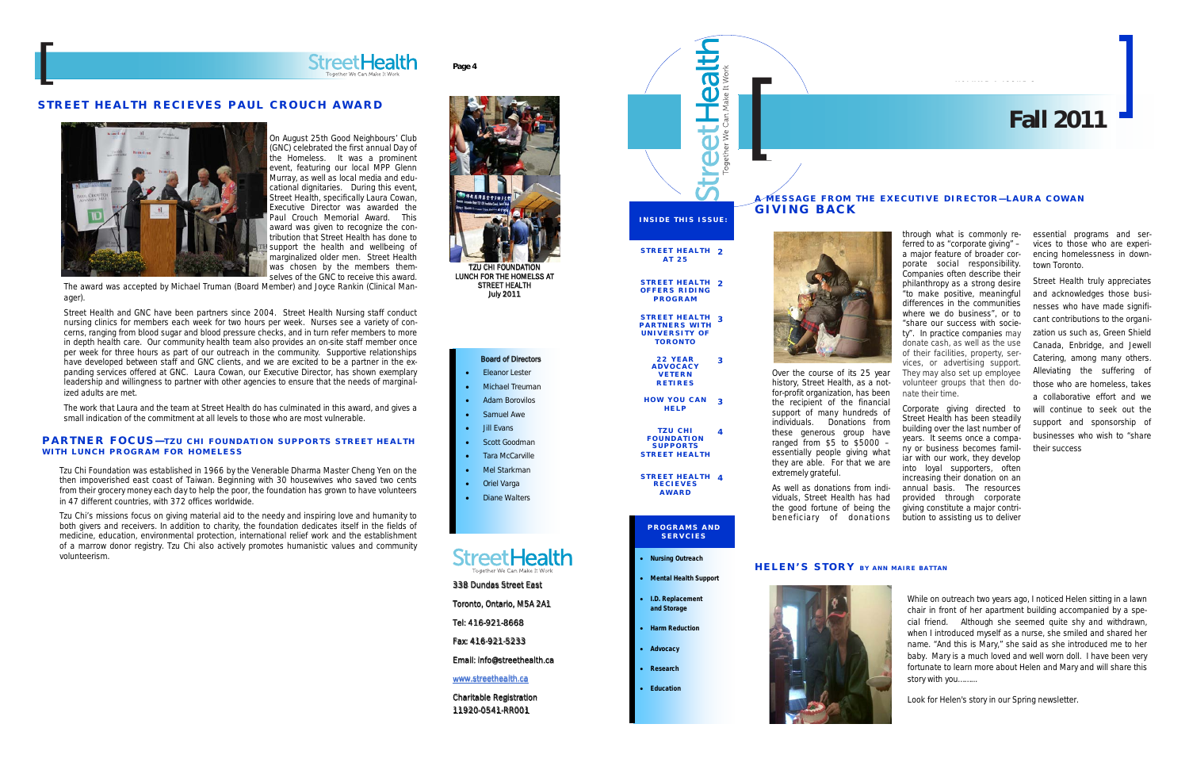# STREET HEALTH RECIEVES PAUL CROUCH AWARD

On August 25th Good Neighbours' Club (GNC) celebrated the first annual Day of the Homeless. It was a prominent event, featuring our local MPP Glenn Murray, as well as local media and educational dignitaries. During this event, Street Health, specifically Laura Cowan, Executive Director was awarded the Paul Crouch Memorial Award. This award was given to recognize the contribution that Street Health has done to support the health and wellbeing of marginalized older men. Street Health was chosen by the members themselves of the GNC to receive this award. The award was accepted by Michael Truman (Board Member) and Joyce Rankin (Clinical Manager).

Street Health and GNC have been partners since 2004. Street Health Nursing staff conduct nursing clinics for members each week for two hours per week. Nurses see a variety of concerns, ranging from blood sugar and blood pressure checks, and in turn refer members to more in depth health care. Our community health team also provides an on-site staff member once per week for three hours as part of our outreach in the community. Supportive relationships have developed between staff and GNC clients, and we are excited to be a partner in the expanding services offered at GNC. Laura Cowan, our Executive Director, has shown exemplary leadership and willingness to partner with other agencies to ensure that the needs of marginalized adults are met.

The work that Laura and the team at Street Health do has culminated in this award, and gives a small indication of the commitment at all levels to those who are most vulnerable.

## PARTNER FOCUS—TZU CHI FOUNDATION SUPPORTS STREET HEALTH WITH LUNCH PROGRAM FOR HOMELESS

Tzu Chi Foundation was established in 1966 by the Venerable Dharma Master Cheng Yen on the then impoverished east coast of Taiwan. Beginning with 30 housewives who saved two cents from their grocery money each day to help the poor, the foundation has grown to have volunteers in 47 different countries, with 372 offices worldwide.

Tzu Chi's missions focus on giving material aid to the needy and inspiring love and humanity to both givers and receivers. In addition to charity, the foundation dedicates itself in the fields of medicine, education, environmental protection, international relief work and the establishment of a marrow donor registry. Tzu Chi also actively promotes humanistic values and community volunteerism.

TZU CHI FOUNDATION LUNCH FOR THE HOMELESS AT STREET HEALTH July 2011

**Board of Directors**

- Eleanor Lester
- Michael Treuman
- Adam Borovilos
- Samuel Awe
- Jill Evans
- Scott Goodman
- Tara McCarville
- Mel Starkman
- Oriel Varga
- Diane Walters

StreetHealth
Together We Can Make It Work

338 Dundas Street East
Toronto, Ontario, M5A 2A1
Tel: 416-921-8668
Fax: 416-921-5233
Email: info@streethealth.ca
www.streethealth.ca
Charitable Registration 11920-0541-RR001

StreetHealth
Together We Can Make It Work

# Fall 2011

**INSIDE THIS ISSUE:**

| | |
|---|---|
| STREET HEALTH AT 25 | 2 |
| STREET HEALTH OFFERS RIDING PROGRAM | 2 |
| STREET HEALTH PARTNERS WITH UNIVERSITY OF TORONTO | 3 |
| 22 YEAR ADVOCACY VETERN RETIRES | 3 |
| HOW YOU CAN HELP | 3 |
| TZU CHI FOUNDATION SUPPORTS STREET HEALTH | 4 |
| STREET HEALTH RECIEVES AWARD | 4 |

**PROGRAMS AND SERVCIES**

- Nursing Outreach
- Mental Health Support
- I.D. Replacement and Storage
- Harm Reduction
- Advocacy
- Research
- Education

## A MESSAGE FROM THE EXECUTIVE DIRECTOR—LAURA COWAN
## GIVING BACK

Over the course of its 25 year history, Street Health, as a not-for-profit organization, has been the recipient of the financial support of many hundreds of individuals. Donations from these generous group have ranged from $5 to $5000 – essentially people giving what they are able. For that we are extremely grateful.

As well as donations from individuals, Street Health has had the good fortune of being the beneficiary of donations through what is commonly referred to as "corporate giving" – a major feature of broader corporate social responsibility. Companies often describe their philanthropy as a strong desire "to make positive, meaningful differences in the communities where we do business", or to "share our success with society". In practice companies may donate cash, as well as the use of their facilities, property, services, or advertising support. They may also set up employee volunteer groups that then donate their time.

Corporate giving directed to Street Health has been steadily building over the last number of years. It seems once a company or business becomes familiar with our work, they develop into loyal supporters, often increasing their donation on an annual basis. The resources provided through corporate giving constitute a major contribution to assisting us to deliver essential programs and services to those who are experiencing homelessness in downtown Toronto.

Street Health truly appreciates and acknowledges those businesses who have made significant contributions to the organization us such as, Green Shield Canada, Enbridge, and Jewell Catering, among many others. Alleviating the suffering of those who are homeless, takes a collaborative effort and we will continue to seek out the support and sponsorship of businesses who wish to "share their success

## HELEN'S STORY BY ANN MAIRE BATTAN

While on outreach two years ago, I noticed Helen sitting in a lawn chair in front of her apartment building accompanied by a special friend. Although she seemed quite shy and withdrawn, when I introduced myself as a nurse, she smiled and shared her name. "And this is Mary," she said as she introduced me to her baby. Mary is a much loved and well worn doll. I have been very fortunate to learn more about Helen and Mary and will share this story with you.........

Look for Helen's story in our Spring newsletter.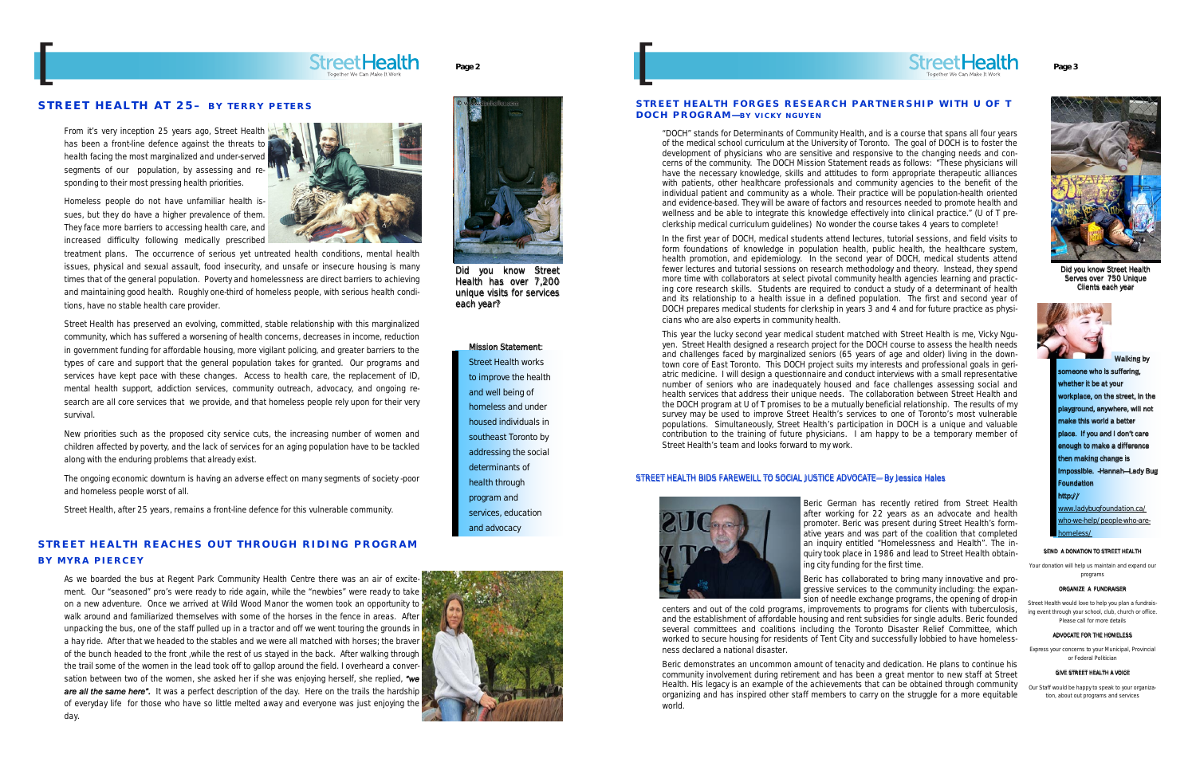## STREET HEALTH AT 25– BY TERRY PETERS

From it's very inception 25 years ago, Street Health has been a front-line defence against the threats to health facing the most marginalized and under-served segments of our population, by assessing and responding to their most pressing health priorities.

Homeless people do not have unfamiliar health issues, but they do have a higher prevalence of them. They face more barriers to accessing health care, and increased difficulty following medically prescribed treatment plans. The occurrence of serious yet untreated health conditions, mental health issues, physical and sexual assault, food insecurity, and unsafe or insecure housing is many times that of the general population. Poverty and homelessness are direct barriers to achieving and maintaining good health. Roughly one-third of homeless people, with serious health conditions, have no stable health care provider.

Street Health has preserved an evolving, committed, stable relationship with this marginalized community, which has suffered a worsening of health concerns, decreases in income, reduction in government funding for affordable housing, more vigilant policing, and greater barriers to the types of care and support that the general population takes for granted. Our programs and services have kept pace with these changes. Access to health care, the replacement of ID, mental health support, addiction services, community outreach, advocacy, and ongoing research are all core services that we provide, and that homeless people rely upon for their very survival.

New priorities such as the proposed city service cuts, the increasing number of women and children affected by poverty, and the lack of services for an aging population have to be tackled along with the enduring problems that already exist.

The ongoing economic downturn is having an adverse effect on many segments of society -poor and homeless people worst of all.

Street Health, after 25 years, remains a front-line defence for this vulnerable community.

Did you know Street Health has over 7,200 unique visits for services each year?

**Mission Statement:**

Street Health works to improve the health and well being of homeless and under housed individuals in southeast Toronto by addressing the social determinants of health through program and services, education and advocacy

## STREET HEALTH REACHES OUT THROUGH RIDING PROGRAM BY MYRA PIERCEY

As we boarded the bus at Regent Park Community Health Centre there was an air of excitement. Our "seasoned" pro's were ready to ride again, while the "newbies" were ready to take on a new adventure. Once we arrived at Wild Wood Manor the women took an opportunity to walk around and familiarized themselves with some of the horses in the fence in areas. After unpacking the bus, one of the staff pulled up in a tractor and off we went touring the grounds in a hay ride. After that we headed to the stables and we were all matched with horses; the braver of the bunch headed to the front ,while the rest of us stayed in the back. After walking through the trail some of the women in the lead took off to gallop around the field. I overheard a conversation between two of the women, she asked her if she was enjoying herself, she replied, ***"we are all the same here".*** It was a perfect description of the day. Here on the trails the hardship of everyday life for those who have so little melted away and everyone was just enjoying the day.

## STREET HEALTH FORGES RESEARCH PARTNERSHIP WITH U OF T DOCH PROGRAM—BY VICKY NGUYEN

"DOCH" stands for Determinants of Community Health, and is a course that spans all four years of the medical school curriculum at the University of Toronto. The goal of DOCH is to foster the development of physicians who are sensitive and responsive to the changing needs and concerns of the community. The DOCH Mission Statement reads as follows: "These physicians will have the necessary knowledge, skills and attitudes to form appropriate therapeutic alliances with patients, other healthcare professionals and community agencies to the benefit of the individual patient and community as a whole. Their practice will be population-health oriented and evidence-based. They will be aware of factors and resources needed to promote health and wellness and be able to integrate this knowledge effectively into clinical practice." (U of T preclerkship medical curriculum guidelines) No wonder the course takes 4 years to complete!

In the first year of DOCH, medical students attend lectures, tutorial sessions, and field visits to form foundations of knowledge in population health, public health, the healthcare system, health promotion, and epidemiology. In the second year of DOCH, medical students attend fewer lectures and tutorial sessions on research methodology and theory. Instead, they spend more time with collaborators at select pivotal community health agencies learning and practicing core research skills. Students are required to conduct a study of a determinant of health and its relationship to a health issue in a defined population. The first and second year of DOCH prepares medical students for clerkship in years 3 and 4 and for future practice as physicians who are also experts in community health.

This year the lucky second year medical student matched with Street Health is me, Vicky Nguyen. Street Health designed a research project for the DOCH course to assess the health needs and challenges faced by marginalized seniors (65 years of age and older) living in the downtown core of East Toronto. This DOCH project suits my interests and professional goals in geriatric medicine. I will design a questionnaire and conduct interviews with a small representative number of seniors who are inadequately housed and face challenges assessing social and health services that address their unique needs. The collaboration between Street Health and the DOCH program at U of T promises to be a mutually beneficial relationship. The results of my survey may be used to improve Street Health's services to one of Toronto's most vulnerable populations. Simultaneously, Street Health's participation in DOCH is a unique and valuable contribution to the training of future physicians. I am happy to be a temporary member of Street Health's team and looks forward to my work.

Did you know Street Health Serves over 750 Unique Clients each year

Walking by someone who is suffering, whether it be at your workplace, on the street, in the playground, anywhere, will not make this world a better place. If you and I don't care enough to make a difference then making change is impossible. -Hannah—Lady Bug Foundation

http://www.ladybugfoundation.ca/who-we-help/people-who-are-homeless/

## STREET HEALTH BIDS FAREWEILL TO SOCIAL JUSTICE ADVOCATE— By Jessica Hales

Beric German has recently retired from Street Health after working for 22 years as an advocate and health promoter. Beric was present during Street Health's formative years and was part of the coalition that completed an inquiry entitled "Homelessness and Health". The inquiry took place in 1986 and lead to Street Health obtaining city funding for the first time.

Beric has collaborated to bring many innovative and progressive services to the community including: the expansion of needle exchange programs, the opening of drop-in centers and out of the cold programs, improvements to programs for clients with tuberculosis, and the establishment of affordable housing and rent subsidies for single adults. Beric founded several committees and coalitions including the Toronto Disaster Relief Committee, which worked to secure housing for residents of Tent City and successfully lobbied to have homelessness declared a national disaster.

Beric demonstrates an uncommon amount of tenacity and dedication. He plans to continue his community involvement during retirement and has been a great mentor to new staff at Street Health. His legacy is an example of the achievements that can be obtained through community organizing and has inspired other staff members to carry on the struggle for a more equitable world.

**SEND A DONATION TO STREET HEALTH**

Your donation will help us maintain and expand our programs

**ORGANIZE A FUNDRAISER**

Street Health would love to help you plan a fundraising event through your school, club, church or office. Please call for more details

**ADVOCATE FOR THE HOMELESS**

Express your concerns to your Municipal, Provincial or Federal Politician

**GIVE STREET HEALTH A VOICE**

Our Staff would be happy to speak to your organization, about our programs and services